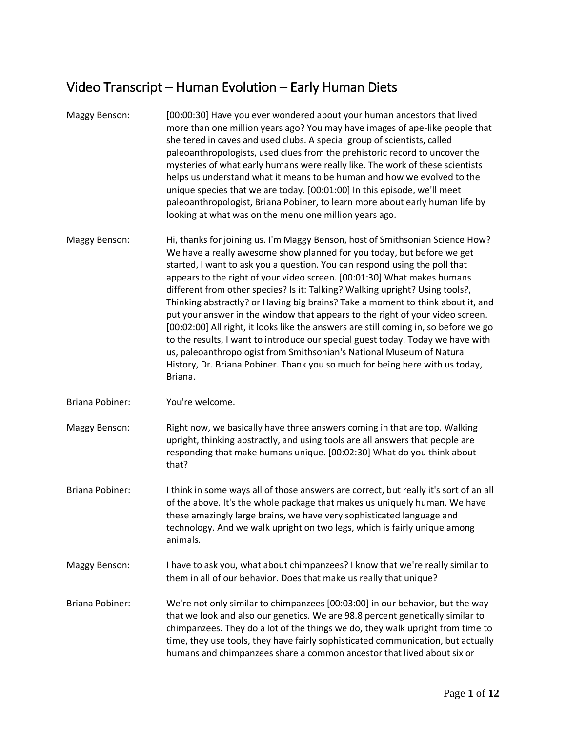# Video Transcript – Human Evolution – Early Human Diets

**Maggy Benson:** [00:00:30] Have you ever wondered about your human ancestors that lived more than one million years ago? You may have images of ape-like people that sheltered in caves and used clubs. A special group of scientists, called paleoanthropologists, used clues from the prehistoric record to uncover the mysteries of what early humans were really like. The work of these scientists helps us understand what it means to be human and how we evolved to the unique species that we are today. [00:01:00] In this episode, we'll meet paleoanthropologist, Briana Pobiner, to learn more about early human life by looking at what was on the menu one million years ago.

**Maggy Benson:** Hi, thanks for joining us. I'm Maggy Benson, host of Smithsonian Science How? We have a really awesome show planned for you today, but before we get started, I want to ask you a question. You can respond using the poll that appears to the right of your video screen. [00:01:30] What makes humans different from other species? Is it: Talking? Walking upright? Using tools?, Thinking abstractly? or Having big brains? Take a moment to think about it, and put your answer in the window that appears to the right of your video screen. [00:02:00] All right, it looks like the answers are still coming in, so before we go to the results, I want to introduce our special guest today. Today we have with us, paleoanthropologist from Smithsonian's National Museum of Natural History, Dr. Briana Pobiner. Thank you so much for being here with us today, Briana.

**Briana Pobiner:** You're welcome.

**Maggy Benson:** Right now, we basically have three answers coming in that are top. Walking upright, thinking abstractly, and using tools are all answers that people are responding that make humans unique. [00:02:30] What do you think about that?

**Briana Pobiner:** I think in some ways all of those answers are correct, but really it's sort of an all of the above. It's the whole package that makes us uniquely human. We have these amazingly large brains, we have very sophisticated language and technology. And we walk upright on two legs, which is fairly unique among animals.

**Maggy Benson:** I have to ask you, what about chimpanzees? I know that we're really similar to them in all of our behavior. Does that make us really that unique?

**Briana Pobiner:** We're not only similar to chimpanzees [00:03:00] in our behavior, but the way that we look and also our genetics. We are 98.8 percent genetically similar to chimpanzees. They do a lot of the things we do, they walk upright from time to time, they use tools, they have fairly sophisticated communication, but actually humans and chimpanzees share a common ancestor that lived about six or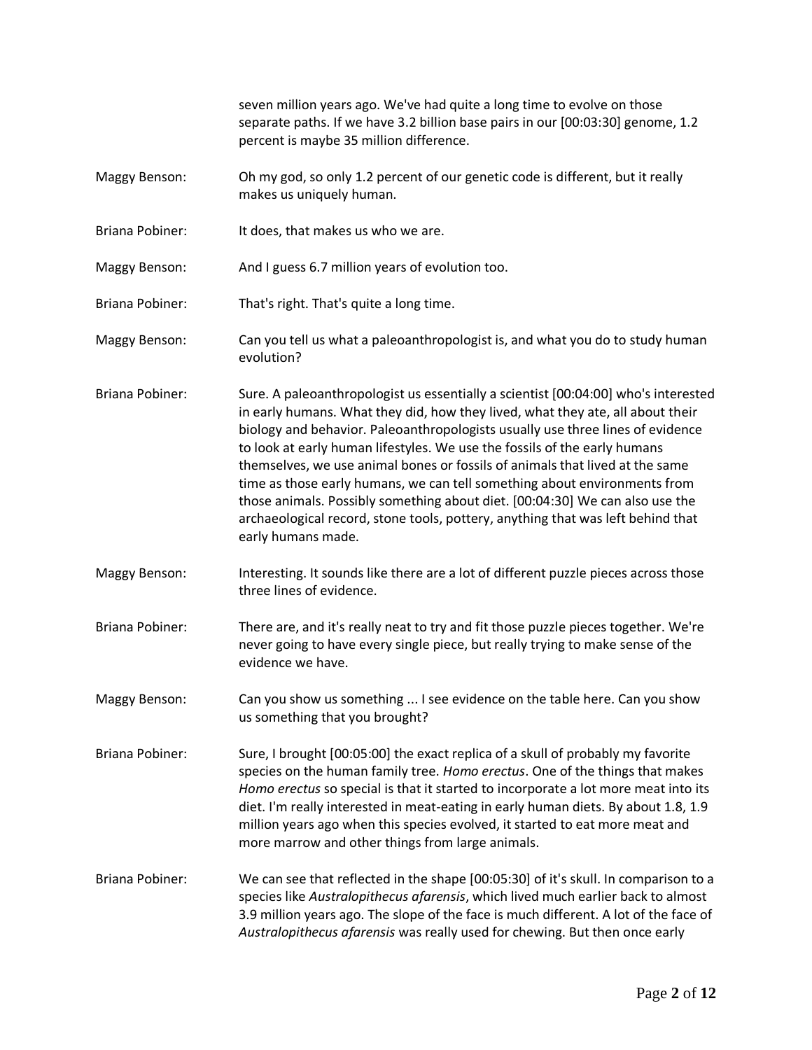seven million years ago. We've had quite a long time to evolve on those separate paths. If we have 3.2 billion base pairs in our [00:03:30] genome, 1.2 percent is maybe 35 million difference.

Maggy Benson: Oh my god, so only 1.2 percent of our genetic code is different, but it really makes us uniquely human.

Briana Pobiner: It does, that makes us who we are.

Maggy Benson: And I guess 6.7 million years of evolution too.

Briana Pobiner: That's right. That's quite a long time.

Maggy Benson: Can you tell us what a paleoanthropologist is, and what you do to study human evolution?

Briana Pobiner: Sure. A paleoanthropologist us essentially a scientist [00:04:00] who's interested in early humans. What they did, how they lived, what they ate, all about their biology and behavior. Paleoanthropologists usually use three lines of evidence to look at early human lifestyles. We use the fossils of the early humans themselves, we use animal bones or fossils of animals that lived at the same time as those early humans, we can tell something about environments from those animals. Possibly something about diet. [00:04:30] We can also use the archaeological record, stone tools, pottery, anything that was left behind that early humans made.

Maggy Benson: Interesting. It sounds like there are a lot of different puzzle pieces across those three lines of evidence.

Briana Pobiner: There are, and it's really neat to try and fit those puzzle pieces together. We're never going to have every single piece, but really trying to make sense of the evidence we have.

Maggy Benson: Can you show us something ... I see evidence on the table here. Can you show us something that you brought?

Briana Pobiner: Sure, I brought [00:05:00] the exact replica of a skull of probably my favorite species on the human family tree. *Homo erectus*. One of the things that makes *Homo erectus* so special is that it started to incorporate a lot more meat into its diet. I'm really interested in meat-eating in early human diets. By about 1.8, 1.9 million years ago when this species evolved, it started to eat more meat and more marrow and other things from large animals.

Briana Pobiner: We can see that reflected in the shape [00:05:30] of it's skull. In comparison to a species like *Australopithecus afarensis*, which lived much earlier back to almost 3.9 million years ago. The slope of the face is much different. A lot of the face of *Australopithecus afarensis* was really used for chewing. But then once early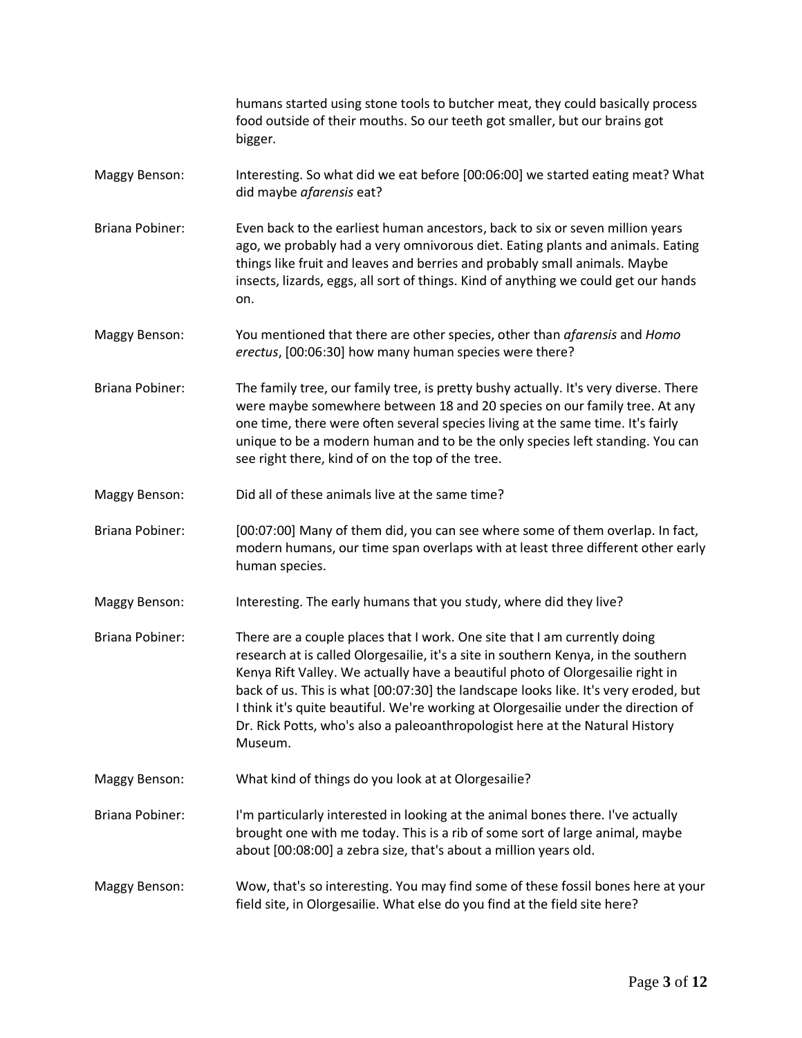humans started using stone tools to butcher meat, they could basically process food outside of their mouths. So our teeth got smaller, but our brains got bigger.

Maggy Benson: Interesting. So what did we eat before [00:06:00] we started eating meat? What did maybe *afarensis* eat?

Briana Pobiner: Even back to the earliest human ancestors, back to six or seven million years ago, we probably had a very omnivorous diet. Eating plants and animals. Eating things like fruit and leaves and berries and probably small animals. Maybe insects, lizards, eggs, all sort of things. Kind of anything we could get our hands on.

Maggy Benson: You mentioned that there are other species, other than *afarensis* and *Homo erectus*, [00:06:30] how many human species were there?

Briana Pobiner: The family tree, our family tree, is pretty bushy actually. It's very diverse. There were maybe somewhere between 18 and 20 species on our family tree. At any one time, there were often several species living at the same time. It's fairly unique to be a modern human and to be the only species left standing. You can see right there, kind of on the top of the tree.

Maggy Benson: Did all of these animals live at the same time?

Briana Pobiner: [00:07:00] Many of them did, you can see where some of them overlap. In fact, modern humans, our time span overlaps with at least three different other early human species.

Maggy Benson: Interesting. The early humans that you study, where did they live?

Briana Pobiner: There are a couple places that I work. One site that I am currently doing research at is called Olorgesailie, it's a site in southern Kenya, in the southern Kenya Rift Valley. We actually have a beautiful photo of Olorgesailie right in back of us. This is what [00:07:30] the landscape looks like. It's very eroded, but I think it's quite beautiful. We're working at Olorgesailie under the direction of Dr. Rick Potts, who's also a paleoanthropologist here at the Natural History Museum.

Maggy Benson: What kind of things do you look at at Olorgesailie?

Briana Pobiner: I'm particularly interested in looking at the animal bones there. I've actually brought one with me today. This is a rib of some sort of large animal, maybe about [00:08:00] a zebra size, that's about a million years old.

Maggy Benson: Wow, that's so interesting. You may find some of these fossil bones here at your field site, in Olorgesailie. What else do you find at the field site here?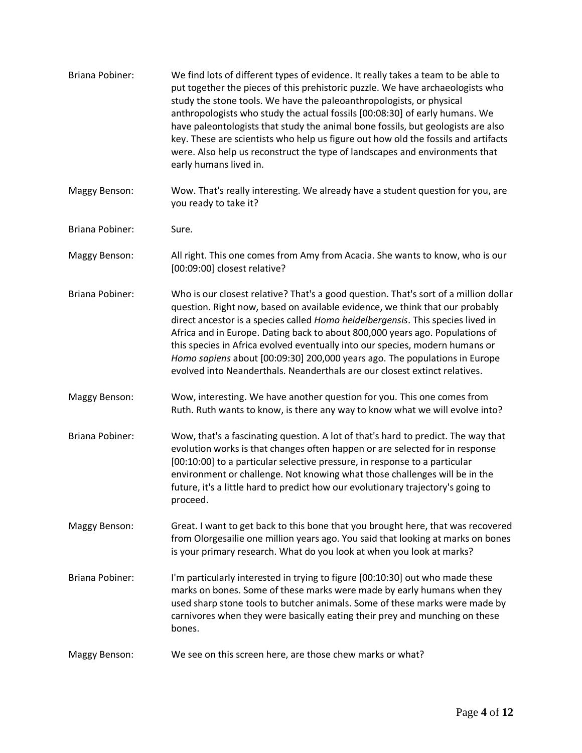Briana Pobiner: We find lots of different types of evidence. It really takes a team to be able to put together the pieces of this prehistoric puzzle. We have archaeologists who study the stone tools. We have the paleoanthropologists, or physical anthropologists who study the actual fossils [00:08:30] of early humans. We have paleontologists that study the animal bone fossils, but geologists are also key. These are scientists who help us figure out how old the fossils and artifacts were. Also help us reconstruct the type of landscapes and environments that early humans lived in.

Maggy Benson: Wow. That's really interesting. We already have a student question for you, are you ready to take it?

Briana Pobiner: Sure.

Maggy Benson: All right. This one comes from Amy from Acacia. She wants to know, who is our [00:09:00] closest relative?

Briana Pobiner: Who is our closest relative? That's a good question. That's sort of a million dollar question. Right now, based on available evidence, we think that our probably direct ancestor is a species called *Homo heidelbergensis*. This species lived in Africa and in Europe. Dating back to about 800,000 years ago. Populations of this species in Africa evolved eventually into our species, modern humans or *Homo sapiens* about [00:09:30] 200,000 years ago. The populations in Europe evolved into Neanderthals. Neanderthals are our closest extinct relatives.

Maggy Benson: Wow, interesting. We have another question for you. This one comes from Ruth. Ruth wants to know, is there any way to know what we will evolve into?

Briana Pobiner: Wow, that's a fascinating question. A lot of that's hard to predict. The way that evolution works is that changes often happen or are selected for in response [00:10:00] to a particular selective pressure, in response to a particular environment or challenge. Not knowing what those challenges will be in the future, it's a little hard to predict how our evolutionary trajectory's going to proceed.

Maggy Benson: Great. I want to get back to this bone that you brought here, that was recovered from Olorgesailie one million years ago. You said that looking at marks on bones is your primary research. What do you look at when you look at marks?

Briana Pobiner: I'm particularly interested in trying to figure [00:10:30] out who made these marks on bones. Some of these marks were made by early humans when they used sharp stone tools to butcher animals. Some of these marks were made by carnivores when they were basically eating their prey and munching on these bones.

Maggy Benson: We see on this screen here, are those chew marks or what?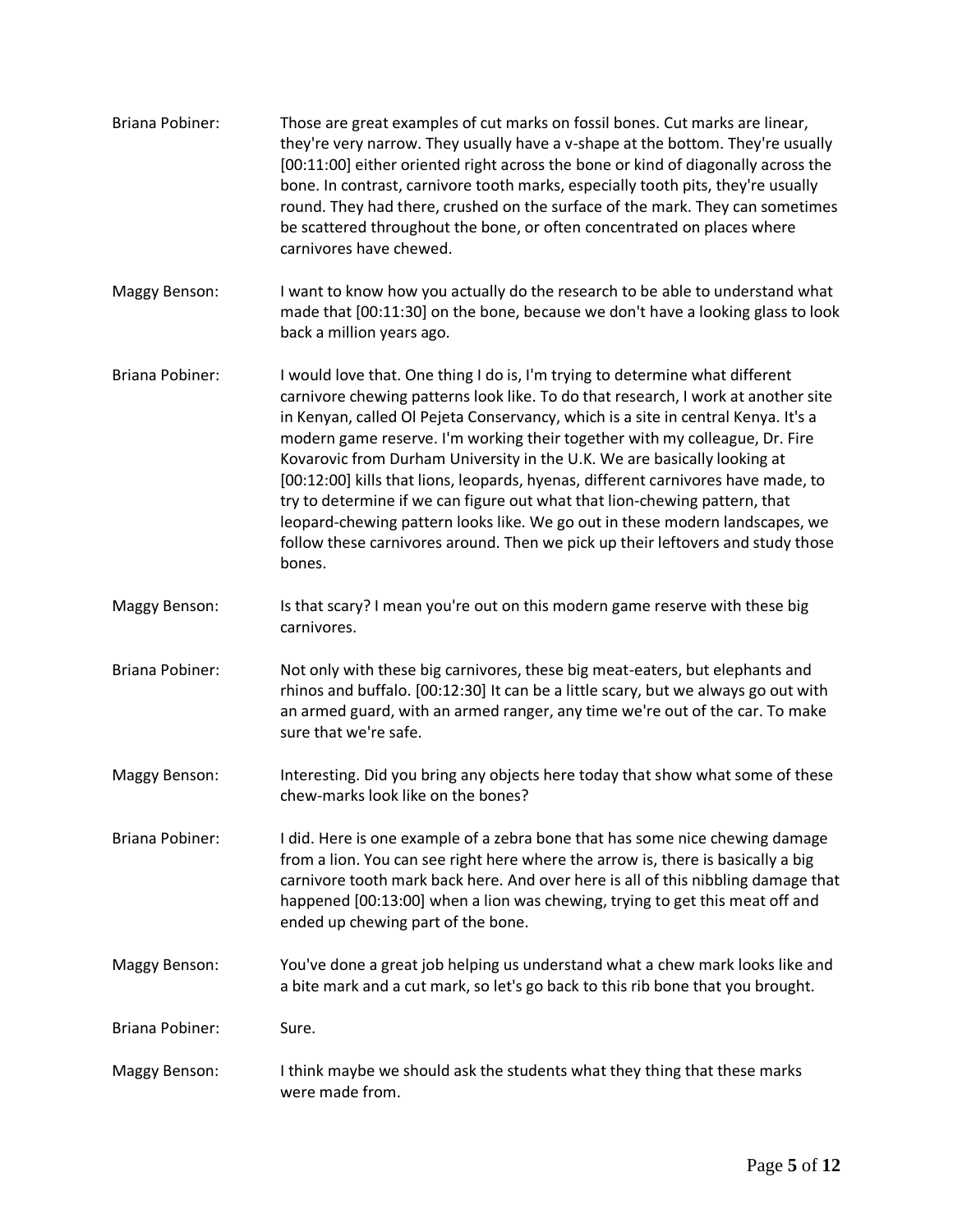Briana Pobiner: Those are great examples of cut marks on fossil bones. Cut marks are linear, they're very narrow. They usually have a v-shape at the bottom. They're usually [00:11:00] either oriented right across the bone or kind of diagonally across the bone. In contrast, carnivore tooth marks, especially tooth pits, they're usually round. They had there, crushed on the surface of the mark. They can sometimes be scattered throughout the bone, or often concentrated on places where carnivores have chewed.

Maggy Benson: I want to know how you actually do the research to be able to understand what made that [00:11:30] on the bone, because we don't have a looking glass to look back a million years ago.

Briana Pobiner: I would love that. One thing I do is, I'm trying to determine what different carnivore chewing patterns look like. To do that research, I work at another site in Kenyan, called Ol Pejeta Conservancy, which is a site in central Kenya. It's a modern game reserve. I'm working their together with my colleague, Dr. Fire Kovarovic from Durham University in the U.K. We are basically looking at [00:12:00] kills that lions, leopards, hyenas, different carnivores have made, to try to determine if we can figure out what that lion-chewing pattern, that leopard-chewing pattern looks like. We go out in these modern landscapes, we follow these carnivores around. Then we pick up their leftovers and study those bones.

Maggy Benson: Is that scary? I mean you're out on this modern game reserve with these big carnivores.

Briana Pobiner: Not only with these big carnivores, these big meat-eaters, but elephants and rhinos and buffalo. [00:12:30] It can be a little scary, but we always go out with an armed guard, with an armed ranger, any time we're out of the car. To make sure that we're safe.

Maggy Benson: Interesting. Did you bring any objects here today that show what some of these chew-marks look like on the bones?

Briana Pobiner: I did. Here is one example of a zebra bone that has some nice chewing damage from a lion. You can see right here where the arrow is, there is basically a big carnivore tooth mark back here. And over here is all of this nibbling damage that happened [00:13:00] when a lion was chewing, trying to get this meat off and ended up chewing part of the bone.

Maggy Benson: You've done a great job helping us understand what a chew mark looks like and a bite mark and a cut mark, so let's go back to this rib bone that you brought.

Briana Pobiner: Sure.

Maggy Benson: I think maybe we should ask the students what they thing that these marks were made from.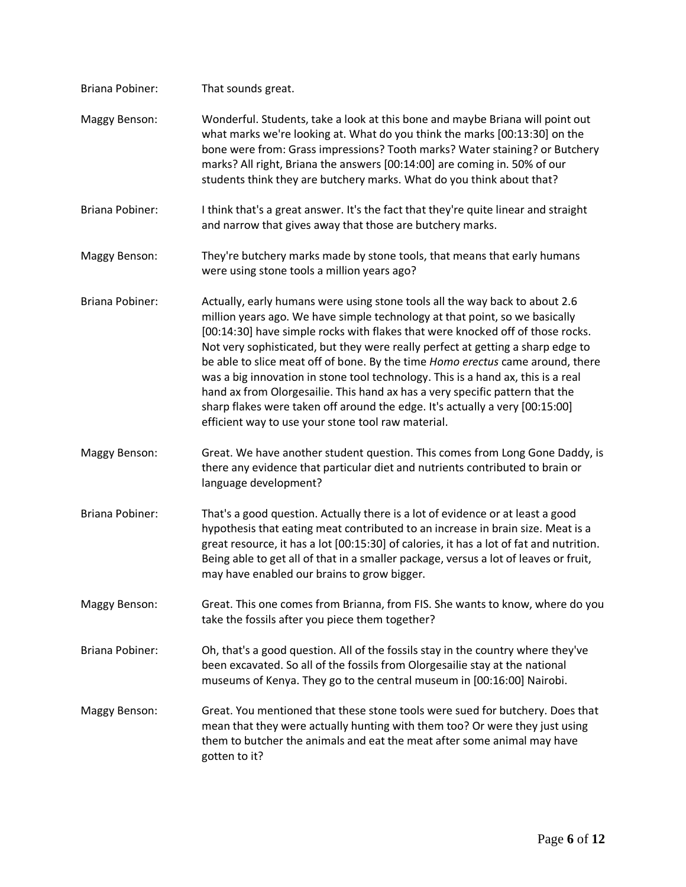Briana Pobiner: That sounds great.

Maggy Benson: Wonderful. Students, take a look at this bone and maybe Briana will point out what marks we're looking at. What do you think the marks [00:13:30] on the bone were from: Grass impressions? Tooth marks? Water staining? or Butchery marks? All right, Briana the answers [00:14:00] are coming in. 50% of our students think they are butchery marks. What do you think about that?

Briana Pobiner: I think that's a great answer. It's the fact that they're quite linear and straight and narrow that gives away that those are butchery marks.

Maggy Benson: They're butchery marks made by stone tools, that means that early humans were using stone tools a million years ago?

Briana Pobiner: Actually, early humans were using stone tools all the way back to about 2.6 million years ago. We have simple technology at that point, so we basically [00:14:30] have simple rocks with flakes that were knocked off of those rocks. Not very sophisticated, but they were really perfect at getting a sharp edge to be able to slice meat off of bone. By the time *Homo erectus* came around, there was a big innovation in stone tool technology. This is a hand ax, this is a real hand ax from Olorgesailie. This hand ax has a very specific pattern that the sharp flakes were taken off around the edge. It's actually a very [00:15:00] efficient way to use your stone tool raw material.

Maggy Benson: Great. We have another student question. This comes from Long Gone Daddy, is there any evidence that particular diet and nutrients contributed to brain or language development?

Briana Pobiner: That's a good question. Actually there is a lot of evidence or at least a good hypothesis that eating meat contributed to an increase in brain size. Meat is a great resource, it has a lot [00:15:30] of calories, it has a lot of fat and nutrition. Being able to get all of that in a smaller package, versus a lot of leaves or fruit, may have enabled our brains to grow bigger.

Maggy Benson: Great. This one comes from Brianna, from FIS. She wants to know, where do you take the fossils after you piece them together?

Briana Pobiner: Oh, that's a good question. All of the fossils stay in the country where they've been excavated. So all of the fossils from Olorgesailie stay at the national museums of Kenya. They go to the central museum in [00:16:00] Nairobi.

Maggy Benson: Great. You mentioned that these stone tools were sued for butchery. Does that mean that they were actually hunting with them too? Or were they just using them to butcher the animals and eat the meat after some animal may have gotten to it?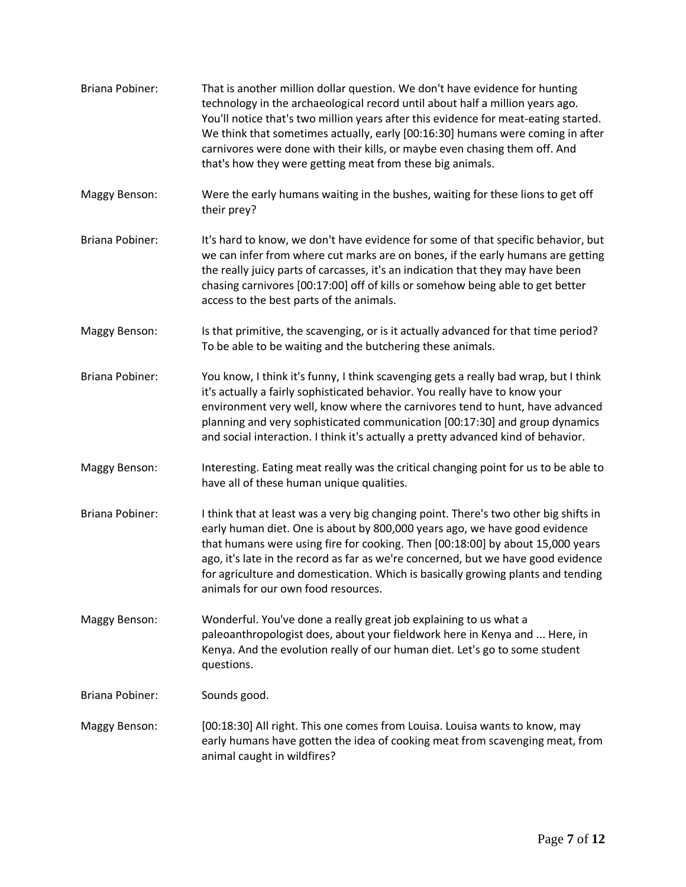**Briana Pobiner:** That is another million dollar question. We don't have evidence for hunting technology in the archaeological record until about half a million years ago. You'll notice that's two million years after this evidence for meat-eating started. We think that sometimes actually, early [00:16:30] humans were coming in after carnivores were done with their kills, or maybe even chasing them off. And that's how they were getting meat from these big animals.

**Maggy Benson:** Were the early humans waiting in the bushes, waiting for these lions to get off their prey?

**Briana Pobiner:** It's hard to know, we don't have evidence for some of that specific behavior, but we can infer from where cut marks are on bones, if the early humans are getting the really juicy parts of carcasses, it's an indication that they may have been chasing carnivores [00:17:00] off of kills or somehow being able to get better access to the best parts of the animals.

**Maggy Benson:** Is that primitive, the scavenging, or is it actually advanced for that time period? To be able to be waiting and the butchering these animals.

**Briana Pobiner:** You know, I think it's funny, I think scavenging gets a really bad wrap, but I think it's actually a fairly sophisticated behavior. You really have to know your environment very well, know where the carnivores tend to hunt, have advanced planning and very sophisticated communication [00:17:30] and group dynamics and social interaction. I think it's actually a pretty advanced kind of behavior.

**Maggy Benson:** Interesting. Eating meat really was the critical changing point for us to be able to have all of these human unique qualities.

**Briana Pobiner:** I think that at least was a very big changing point. There's two other big shifts in early human diet. One is about by 800,000 years ago, we have good evidence that humans were using fire for cooking. Then [00:18:00] by about 15,000 years ago, it's late in the record as far as we're concerned, but we have good evidence for agriculture and domestication. Which is basically growing plants and tending animals for our own food resources.

**Maggy Benson:** Wonderful. You've done a really great job explaining to us what a paleoanthropologist does, about your fieldwork here in Kenya and ... Here, in Kenya. And the evolution really of our human diet. Let's go to some student questions.

**Briana Pobiner:** Sounds good.

**Maggy Benson:** [00:18:30] All right. This one comes from Louisa. Louisa wants to know, may early humans have gotten the idea of cooking meat from scavenging meat, from animal caught in wildfires?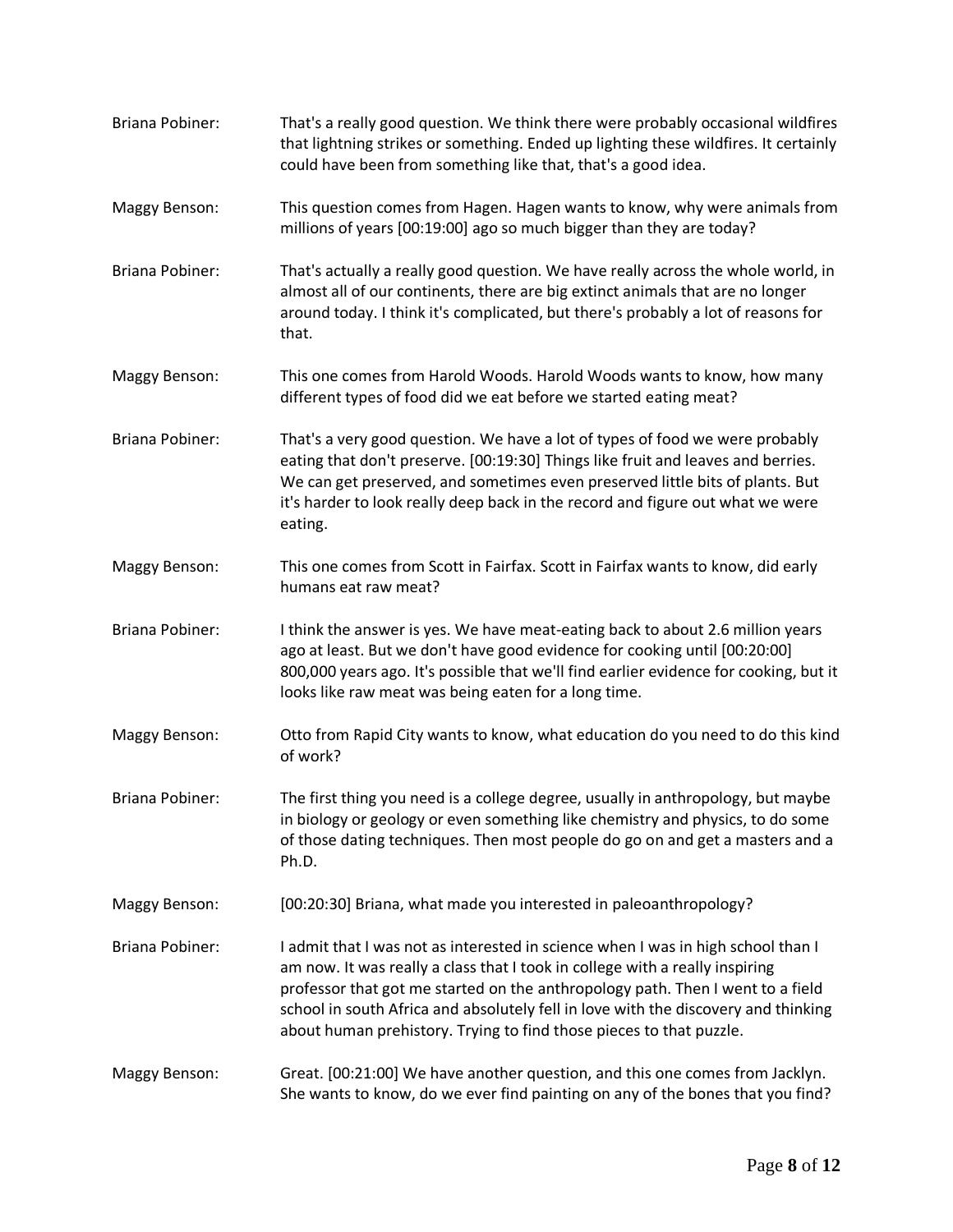**Briana Pobiner:** That's a really good question. We think there were probably occasional wildfires that lightning strikes or something. Ended up lighting these wildfires. It certainly could have been from something like that, that's a good idea.

**Maggy Benson:** This question comes from Hagen. Hagen wants to know, why were animals from millions of years [00:19:00] ago so much bigger than they are today?

**Briana Pobiner:** That's actually a really good question. We have really across the whole world, in almost all of our continents, there are big extinct animals that are no longer around today. I think it's complicated, but there's probably a lot of reasons for that.

**Maggy Benson:** This one comes from Harold Woods. Harold Woods wants to know, how many different types of food did we eat before we started eating meat?

**Briana Pobiner:** That's a very good question. We have a lot of types of food we were probably eating that don't preserve. [00:19:30] Things like fruit and leaves and berries. We can get preserved, and sometimes even preserved little bits of plants. But it's harder to look really deep back in the record and figure out what we were eating.

**Maggy Benson:** This one comes from Scott in Fairfax. Scott in Fairfax wants to know, did early humans eat raw meat?

**Briana Pobiner:** I think the answer is yes. We have meat-eating back to about 2.6 million years ago at least. But we don't have good evidence for cooking until [00:20:00] 800,000 years ago. It's possible that we'll find earlier evidence for cooking, but it looks like raw meat was being eaten for a long time.

**Maggy Benson:** Otto from Rapid City wants to know, what education do you need to do this kind of work?

**Briana Pobiner:** The first thing you need is a college degree, usually in anthropology, but maybe in biology or geology or even something like chemistry and physics, to do some of those dating techniques. Then most people do go on and get a masters and a Ph.D.

**Maggy Benson:** [00:20:30] Briana, what made you interested in paleoanthropology?

**Briana Pobiner:** I admit that I was not as interested in science when I was in high school than I am now. It was really a class that I took in college with a really inspiring professor that got me started on the anthropology path. Then I went to a field school in south Africa and absolutely fell in love with the discovery and thinking about human prehistory. Trying to find those pieces to that puzzle.

**Maggy Benson:** Great. [00:21:00] We have another question, and this one comes from Jacklyn. She wants to know, do we ever find painting on any of the bones that you find?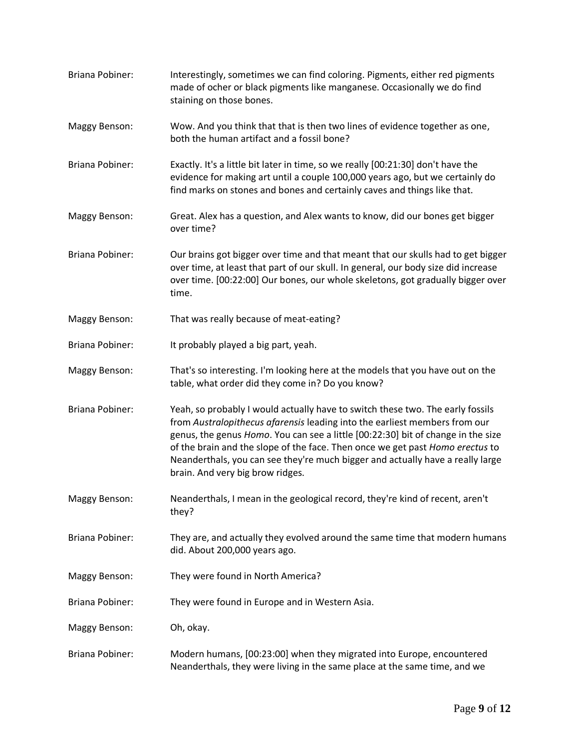Briana Pobiner: Interestingly, sometimes we can find coloring. Pigments, either red pigments made of ocher or black pigments like manganese. Occasionally we do find staining on those bones.

Maggy Benson: Wow. And you think that that is then two lines of evidence together as one, both the human artifact and a fossil bone?

Briana Pobiner: Exactly. It's a little bit later in time, so we really [00:21:30] don't have the evidence for making art until a couple 100,000 years ago, but we certainly do find marks on stones and bones and certainly caves and things like that.

Maggy Benson: Great. Alex has a question, and Alex wants to know, did our bones get bigger over time?

Briana Pobiner: Our brains got bigger over time and that meant that our skulls had to get bigger over time, at least that part of our skull. In general, our body size did increase over time. [00:22:00] Our bones, our whole skeletons, got gradually bigger over time.

Maggy Benson: That was really because of meat-eating?

Briana Pobiner: It probably played a big part, yeah.

Maggy Benson: That's so interesting. I'm looking here at the models that you have out on the table, what order did they come in? Do you know?

Briana Pobiner: Yeah, so probably I would actually have to switch these two. The early fossils from *Australopithecus afarensis* leading into the earliest members from our genus, the genus *Homo*. You can see a little [00:22:30] bit of change in the size of the brain and the slope of the face. Then once we get past *Homo erectus* to Neanderthals, you can see they're much bigger and actually have a really large brain. And very big brow ridges.

Maggy Benson: Neanderthals, I mean in the geological record, they're kind of recent, aren't they?

Briana Pobiner: They are, and actually they evolved around the same time that modern humans did. About 200,000 years ago.

Maggy Benson: They were found in North America?

Briana Pobiner: They were found in Europe and in Western Asia.

Maggy Benson: Oh, okay.

Briana Pobiner: Modern humans, [00:23:00] when they migrated into Europe, encountered Neanderthals, they were living in the same place at the same time, and we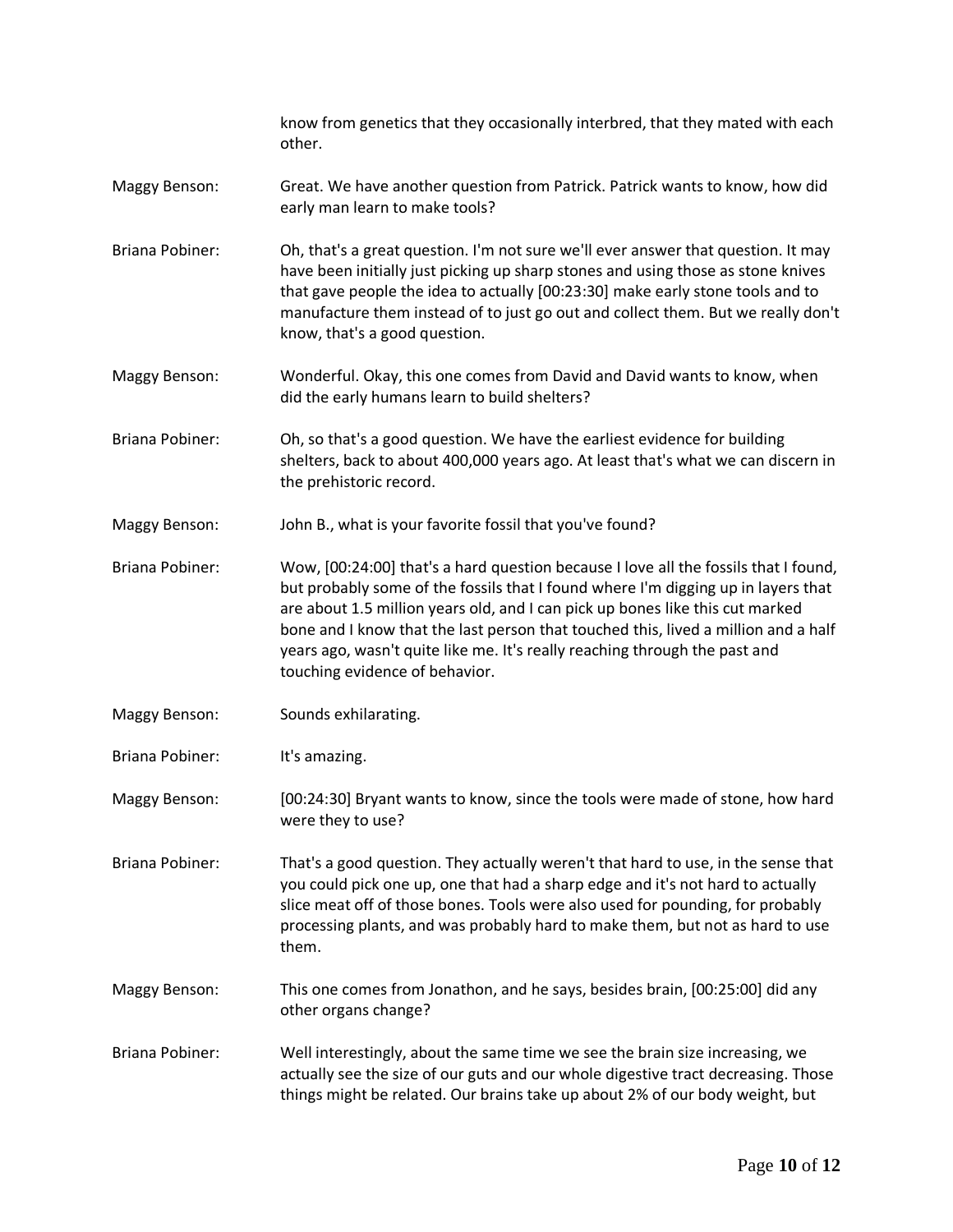know from genetics that they occasionally interbred, that they mated with each other.

**Maggy Benson:** Great. We have another question from Patrick. Patrick wants to know, how did early man learn to make tools?

**Briana Pobiner:** Oh, that's a great question. I'm not sure we'll ever answer that question. It may have been initially just picking up sharp stones and using those as stone knives that gave people the idea to actually [00:23:30] make early stone tools and to manufacture them instead of to just go out and collect them. But we really don't know, that's a good question.

**Maggy Benson:** Wonderful. Okay, this one comes from David and David wants to know, when did the early humans learn to build shelters?

**Briana Pobiner:** Oh, so that's a good question. We have the earliest evidence for building shelters, back to about 400,000 years ago. At least that's what we can discern in the prehistoric record.

**Maggy Benson:** John B., what is your favorite fossil that you've found?

**Briana Pobiner:** Wow, [00:24:00] that's a hard question because I love all the fossils that I found, but probably some of the fossils that I found where I'm digging up in layers that are about 1.5 million years old, and I can pick up bones like this cut marked bone and I know that the last person that touched this, lived a million and a half years ago, wasn't quite like me. It's really reaching through the past and touching evidence of behavior.

**Maggy Benson:** Sounds exhilarating.

**Briana Pobiner:** It's amazing.

**Maggy Benson:** [00:24:30] Bryant wants to know, since the tools were made of stone, how hard were they to use?

**Briana Pobiner:** That's a good question. They actually weren't that hard to use, in the sense that you could pick one up, one that had a sharp edge and it's not hard to actually slice meat off of those bones. Tools were also used for pounding, for probably processing plants, and was probably hard to make them, but not as hard to use them.

**Maggy Benson:** This one comes from Jonathon, and he says, besides brain, [00:25:00] did any other organs change?

**Briana Pobiner:** Well interestingly, about the same time we see the brain size increasing, we actually see the size of our guts and our whole digestive tract decreasing. Those things might be related. Our brains take up about 2% of our body weight, but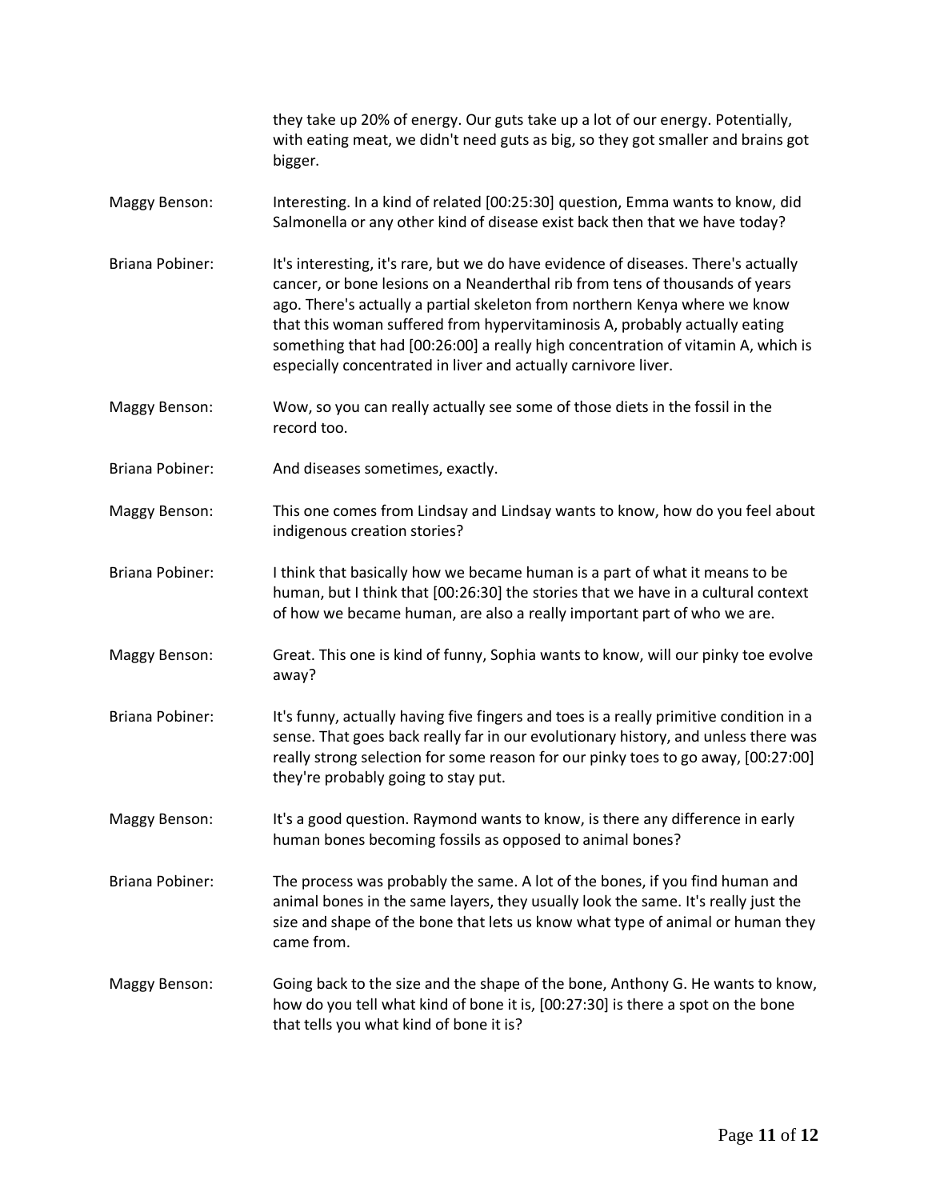they take up 20% of energy. Our guts take up a lot of our energy. Potentially, with eating meat, we didn't need guts as big, so they got smaller and brains got bigger.

Maggy Benson: Interesting. In a kind of related [00:25:30] question, Emma wants to know, did Salmonella or any other kind of disease exist back then that we have today?

Briana Pobiner: It's interesting, it's rare, but we do have evidence of diseases. There's actually cancer, or bone lesions on a Neanderthal rib from tens of thousands of years ago. There's actually a partial skeleton from northern Kenya where we know that this woman suffered from hypervitaminosis A, probably actually eating something that had [00:26:00] a really high concentration of vitamin A, which is especially concentrated in liver and actually carnivore liver.

Maggy Benson: Wow, so you can really actually see some of those diets in the fossil in the record too.

Briana Pobiner: And diseases sometimes, exactly.

Maggy Benson: This one comes from Lindsay and Lindsay wants to know, how do you feel about indigenous creation stories?

Briana Pobiner: I think that basically how we became human is a part of what it means to be human, but I think that [00:26:30] the stories that we have in a cultural context of how we became human, are also a really important part of who we are.

Maggy Benson: Great. This one is kind of funny, Sophia wants to know, will our pinky toe evolve away?

Briana Pobiner: It's funny, actually having five fingers and toes is a really primitive condition in a sense. That goes back really far in our evolutionary history, and unless there was really strong selection for some reason for our pinky toes to go away, [00:27:00] they're probably going to stay put.

Maggy Benson: It's a good question. Raymond wants to know, is there any difference in early human bones becoming fossils as opposed to animal bones?

Briana Pobiner: The process was probably the same. A lot of the bones, if you find human and animal bones in the same layers, they usually look the same. It's really just the size and shape of the bone that lets us know what type of animal or human they came from.

Maggy Benson: Going back to the size and the shape of the bone, Anthony G. He wants to know, how do you tell what kind of bone it is, [00:27:30] is there a spot on the bone that tells you what kind of bone it is?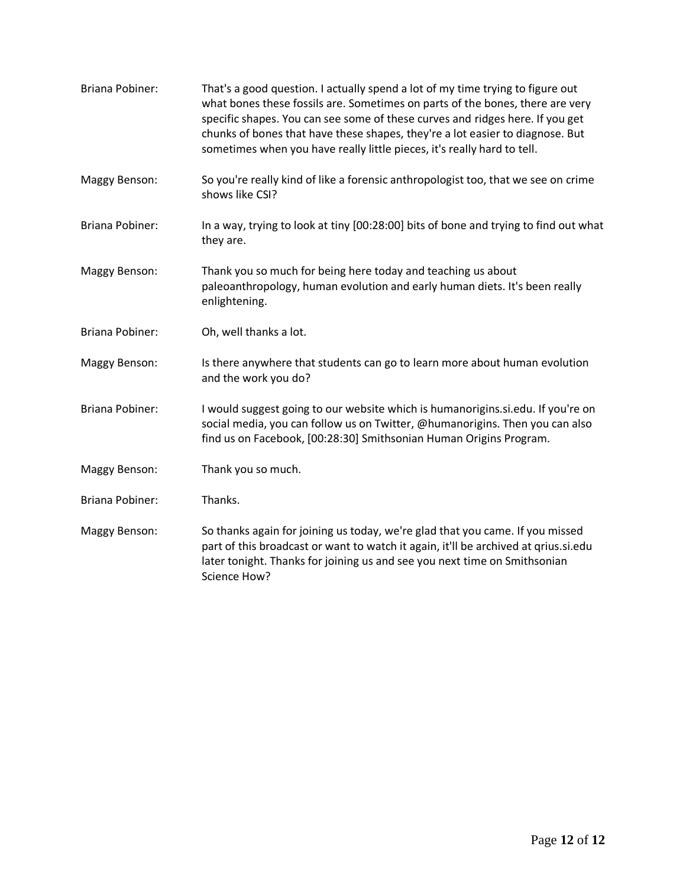Briana Pobiner: That's a good question. I actually spend a lot of my time trying to figure out what bones these fossils are. Sometimes on parts of the bones, there are very specific shapes. You can see some of these curves and ridges here. If you get chunks of bones that have these shapes, they're a lot easier to diagnose. But sometimes when you have really little pieces, it's really hard to tell.

Maggy Benson: So you're really kind of like a forensic anthropologist too, that we see on crime shows like CSI?

Briana Pobiner: In a way, trying to look at tiny [00:28:00] bits of bone and trying to find out what they are.

Maggy Benson: Thank you so much for being here today and teaching us about paleoanthropology, human evolution and early human diets. It's been really enlightening.

Briana Pobiner: Oh, well thanks a lot.

Maggy Benson: Is there anywhere that students can go to learn more about human evolution and the work you do?

Briana Pobiner: I would suggest going to our website which is humanorigins.si.edu. If you're on social media, you can follow us on Twitter, @humanorigins. Then you can also find us on Facebook, [00:28:30] Smithsonian Human Origins Program.

Maggy Benson: Thank you so much.

Briana Pobiner: Thanks.

Maggy Benson: So thanks again for joining us today, we're glad that you came. If you missed part of this broadcast or want to watch it again, it'll be archived at qrius.si.edu later tonight. Thanks for joining us and see you next time on Smithsonian Science How?